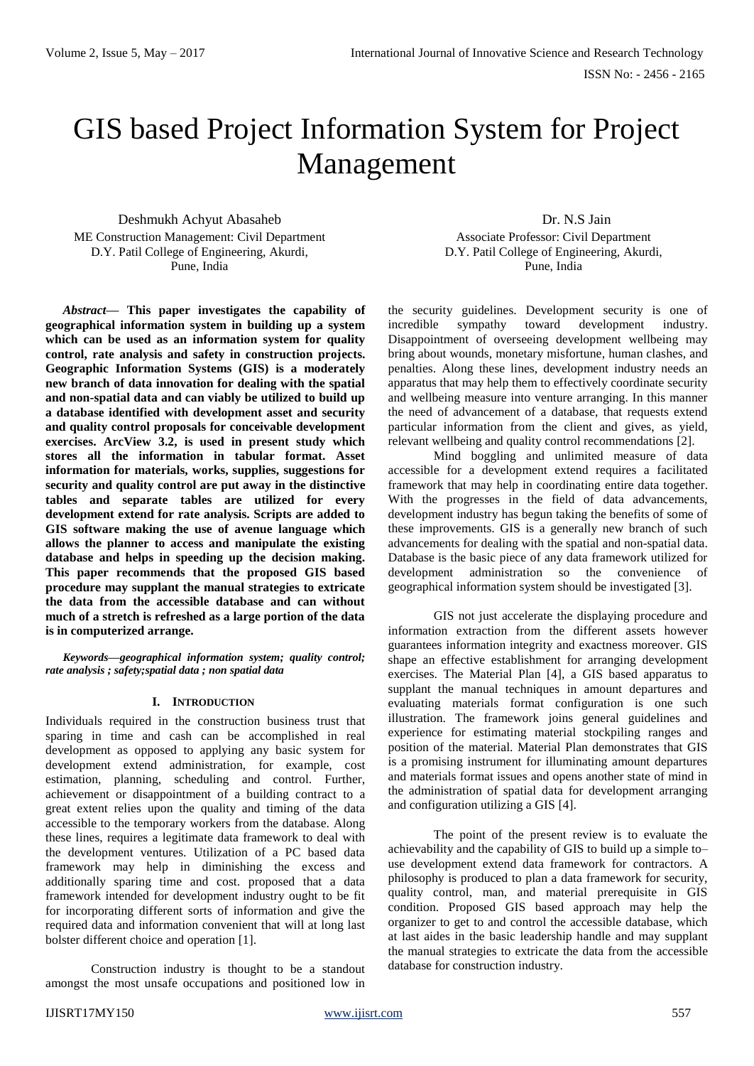# GIS based Project Information System for Project Management

Deshmukh Achyut Abasaheb
ME Construction Management: Civil Department
D.Y. Patil College of Engineering, Akurdi,
Pune, India

Dr. N.S Jain
Associate Professor: Civil Department
D.Y. Patil College of Engineering, Akurdi,
Pune, India

***Abstract*— This paper investigates the capability of geographical information system in building up a system which can be used as an information system for quality control, rate analysis and safety in construction projects. Geographic Information Systems (GIS) is a moderately new branch of data innovation for dealing with the spatial and non-spatial data and can viably be utilized to build up a database identified with development asset and security and quality control proposals for conceivable development exercises. ArcView 3.2, is used in present study which stores all the information in tabular format. Asset information for materials, works, supplies, suggestions for security and quality control are put away in the distinctive tables and separate tables are utilized for every development extend for rate analysis. Scripts are added to GIS software making the use of avenue language which allows the planner to access and manipulate the existing database and helps in speeding up the decision making. This paper recommends that the proposed GIS based procedure may supplant the manual strategies to extricate the data from the accessible database and can without much of a stretch is refreshed as a large portion of the data is in computerized arrange.**

***Keywords—geographical information system; quality control; rate analysis ; safety;spatial data ; non spatial data***

## I. Introduction

Individuals required in the construction business trust that sparing in time and cash can be accomplished in real development as opposed to applying any basic system for development extend administration, for example, cost estimation, planning, scheduling and control. Further, achievement or disappointment of a building contract to a great extent relies upon the quality and timing of the data accessible to the temporary workers from the database. Along these lines, requires a legitimate data framework to deal with the development ventures. Utilization of a PC based data framework may help in diminishing the excess and additionally sparing time and cost. proposed that a data framework intended for development industry ought to be fit for incorporating different sorts of information and give the required data and information convenient that will at long last bolster different choice and operation [1].

Construction industry is thought to be a standout amongst the most unsafe occupations and positioned low in the security guidelines. Development security is one of incredible sympathy toward development industry. Disappointment of overseeing development wellbeing may bring about wounds, monetary misfortune, human clashes, and penalties. Along these lines, development industry needs an apparatus that may help them to effectively coordinate security and wellbeing measure into venture arranging. In this manner the need of advancement of a database, that requests extend particular information from the client and gives, as yield, relevant wellbeing and quality control recommendations [2].

Mind boggling and unlimited measure of data accessible for a development extend requires a facilitated framework that may help in coordinating entire data together. With the progresses in the field of data advancements, development industry has begun taking the benefits of some of these improvements. GIS is a generally new branch of such advancements for dealing with the spatial and non-spatial data. Database is the basic piece of any data framework utilized for development administration so the convenience of geographical information system should be investigated [3].

GIS not just accelerate the displaying procedure and information extraction from the different assets however guarantees information integrity and exactness moreover. GIS shape an effective establishment for arranging development exercises. The Material Plan [4], a GIS based apparatus to supplant the manual techniques in amount departures and evaluating materials format configuration is one such illustration. The framework joins general guidelines and experience for estimating material stockpiling ranges and position of the material. Material Plan demonstrates that GIS is a promising instrument for illuminating amount departures and materials format issues and opens another state of mind in the administration of spatial data for development arranging and configuration utilizing a GIS [4].

The point of the present review is to evaluate the achievability and the capability of GIS to build up a simple to–use development extend data framework for contractors. A philosophy is produced to plan a data framework for security, quality control, man, and material prerequisite in GIS condition. Proposed GIS based approach may help the organizer to get to and control the accessible database, which at last aides in the basic leadership handle and may supplant the manual strategies to extricate the data from the accessible database for construction industry.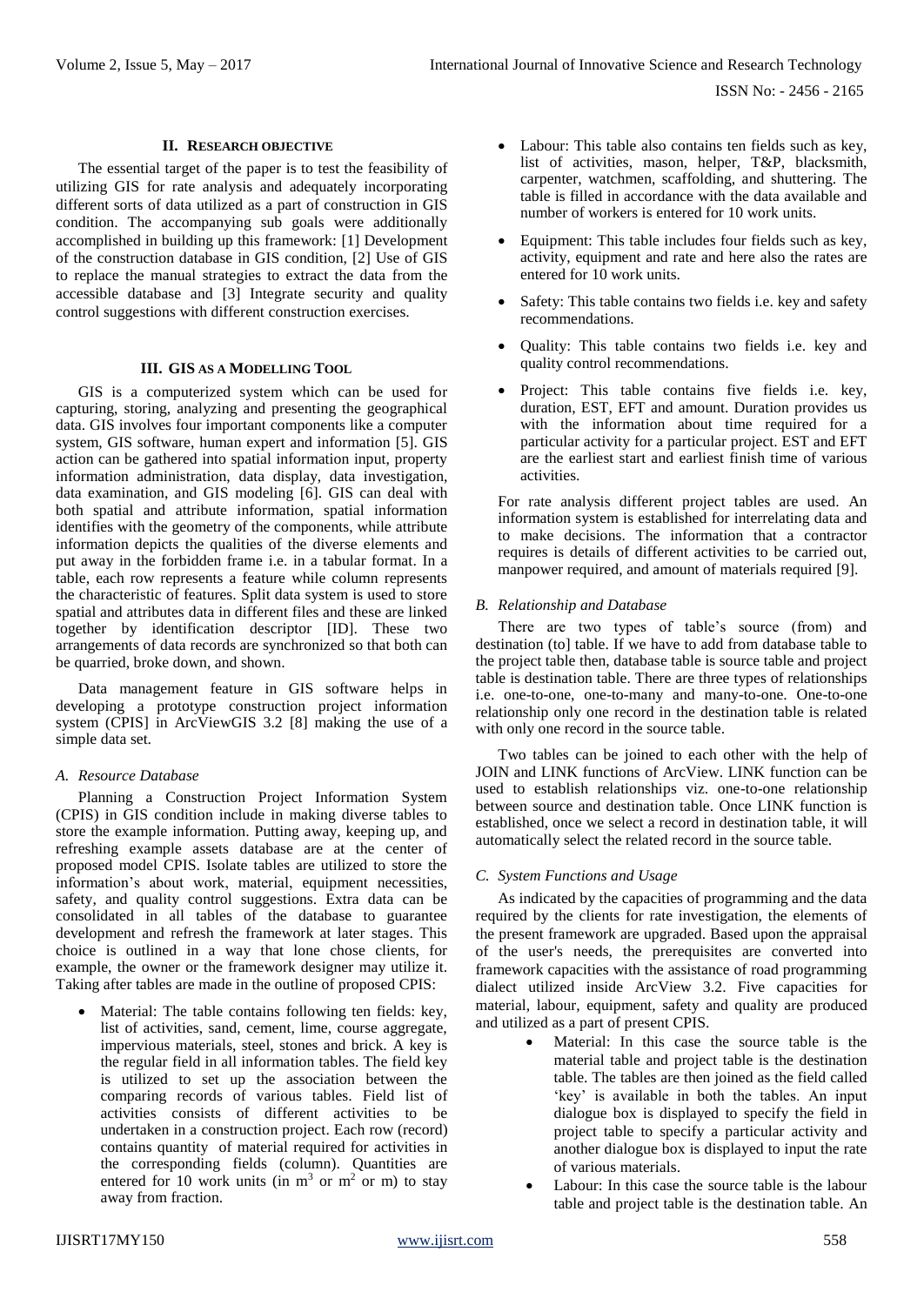## II. Research Objective

The essential target of the paper is to test the feasibility of utilizing GIS for rate analysis and adequately incorporating different sorts of data utilized as a part of construction in GIS condition. The accompanying sub goals were additionally accomplished in building up this framework: [1] Development of the construction database in GIS condition, [2] Use of GIS to replace the manual strategies to extract the data from the accessible database and [3] Integrate security and quality control suggestions with different construction exercises.

## III. GIS as a Modelling Tool

GIS is a computerized system which can be used for capturing, storing, analyzing and presenting the geographical data. GIS involves four important components like a computer system, GIS software, human expert and information [5]. GIS action can be gathered into spatial information input, property information administration, data display, data investigation, data examination, and GIS modeling [6]. GIS can deal with both spatial and attribute information, spatial information identifies with the geometry of the components, while attribute information depicts the qualities of the diverse elements and put away in the forbidden frame i.e. in a tabular format. In a table, each row represents a feature while column represents the characteristic of features. Split data system is used to store spatial and attributes data in different files and these are linked together by identification descriptor [ID]. These two arrangements of data records are synchronized so that both can be quarried, broke down, and shown.

Data management feature in GIS software helps in developing a prototype construction project information system (CPIS] in ArcViewGIS 3.2 [8] making the use of a simple data set.

### *A. Resource Database*

Planning a Construction Project Information System (CPIS) in GIS condition include in making diverse tables to store the example information. Putting away, keeping up, and refreshing example assets database are at the center of proposed model CPIS. Isolate tables are utilized to store the information's about work, material, equipment necessities, safety, and quality control suggestions. Extra data can be consolidated in all tables of the database to guarantee development and refresh the framework at later stages. This choice is outlined in a way that lone chose clients, for example, the owner or the framework designer may utilize it. Taking after tables are made in the outline of proposed CPIS:

- Material: The table contains following ten fields: key, list of activities, sand, cement, lime, course aggregate, impervious materials, steel, stones and brick. A key is the regular field in all information tables. The field key is utilized to set up the association between the comparing records of various tables. Field list of activities consists of different activities to be undertaken in a construction project. Each row (record) contains quantity of material required for activities in the corresponding fields (column). Quantities are entered for 10 work units (in $m^3$ or $m^2$ or m) to stay away from fraction.
- Labour: This table also contains ten fields such as key, list of activities, mason, helper, T&P, blacksmith, carpenter, watchmen, scaffolding, and shuttering. The table is filled in accordance with the data available and number of workers is entered for 10 work units.
- Equipment: This table includes four fields such as key, activity, equipment and rate and here also the rates are entered for 10 work units.
- Safety: This table contains two fields i.e. key and safety recommendations.
- Quality: This table contains two fields i.e. key and quality control recommendations.
- Project: This table contains five fields i.e. key, duration, EST, EFT and amount. Duration provides us with the information about time required for a particular activity for a particular project. EST and EFT are the earliest start and earliest finish time of various activities.

For rate analysis different project tables are used. An information system is established for interrelating data and to make decisions. The information that a contractor requires is details of different activities to be carried out, manpower required, and amount of materials required [9].

### *B. Relationship and Database*

There are two types of table's source (from) and destination (to] table. If we have to add from database table to the project table then, database table is source table and project table is destination table. There are three types of relationships i.e. one-to-one, one-to-many and many-to-one. One-to-one relationship only one record in the destination table is related with only one record in the source table.

Two tables can be joined to each other with the help of JOIN and LINK functions of ArcView. LINK function can be used to establish relationships viz. one-to-one relationship between source and destination table. Once LINK function is established, once we select a record in destination table, it will automatically select the related record in the source table.

### *C. System Functions and Usage*

As indicated by the capacities of programming and the data required by the clients for rate investigation, the elements of the present framework are upgraded. Based upon the appraisal of the user's needs, the prerequisites are converted into framework capacities with the assistance of road programming dialect utilized inside ArcView 3.2. Five capacities for material, labour, equipment, safety and quality are produced and utilized as a part of present CPIS.

- Material: In this case the source table is the material table and project table is the destination table. The tables are then joined as the field called 'key' is available in both the tables. An input dialogue box is displayed to specify the field in project table to specify a particular activity and another dialogue box is displayed to input the rate of various materials.
- Labour: In this case the source table is the labour table and project table is the destination table. An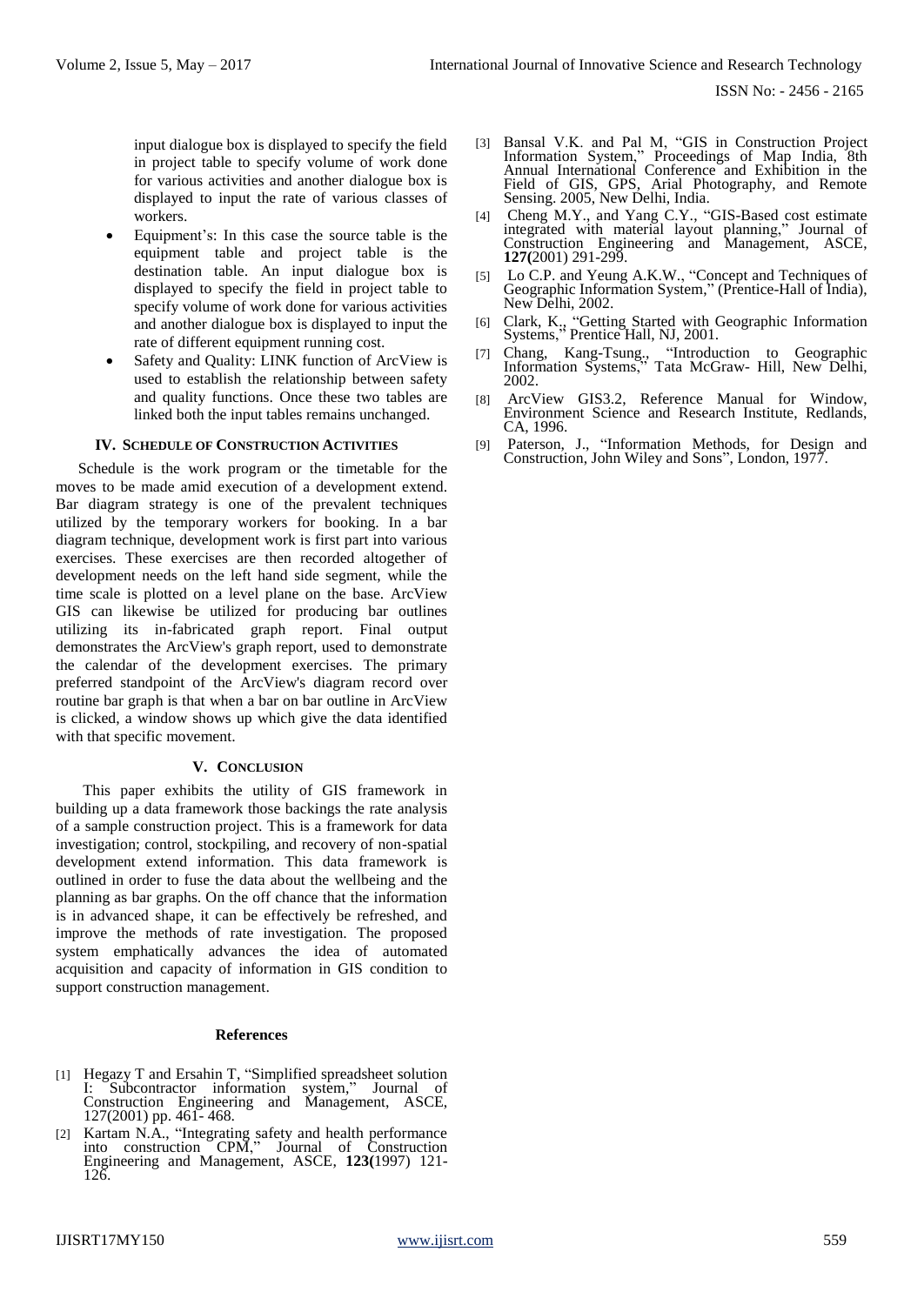input dialogue box is displayed to specify the field in project table to specify volume of work done for various activities and another dialogue box is displayed to input the rate of various classes of workers.

- Equipment's: In this case the source table is the equipment table and project table is the destination table. An input dialogue box is displayed to specify the field in project table to specify volume of work done for various activities and another dialogue box is displayed to input the rate of different equipment running cost.
- Safety and Quality: LINK function of ArcView is used to establish the relationship between safety and quality functions. Once these two tables are linked both the input tables remains unchanged.

## IV. Schedule of Construction Activities

Schedule is the work program or the timetable for the moves to be made amid execution of a development extend. Bar diagram strategy is one of the prevalent techniques utilized by the temporary workers for booking. In a bar diagram technique, development work is first part into various exercises. These exercises are then recorded altogether of development needs on the left hand side segment, while the time scale is plotted on a level plane on the base. ArcView GIS can likewise be utilized for producing bar outlines utilizing its in-fabricated graph report. Final output demonstrates the ArcView's graph report, used to demonstrate the calendar of the development exercises. The primary preferred standpoint of the ArcView's diagram record over routine bar graph is that when a bar on bar outline in ArcView is clicked, a window shows up which give the data identified with that specific movement.

## V. Conclusion

This paper exhibits the utility of GIS framework in building up a data framework those backings the rate analysis of a sample construction project. This is a framework for data investigation; control, stockpiling, and recovery of non-spatial development extend information. This data framework is outlined in order to fuse the data about the wellbeing and the planning as bar graphs. On the off chance that the information is in advanced shape, it can be effectively be refreshed, and improve the methods of rate investigation. The proposed system emphatically advances the idea of automated acquisition and capacity of information in GIS condition to support construction management.

## References

[1] Hegazy T and Ersahin T, "Simplified spreadsheet solution I: Subcontractor information system," Journal of Construction Engineering and Management, ASCE, 127(2001) pp. 461- 468.

[2] Kartam N.A., "Integrating safety and health performance into construction CPM," Journal of Construction Engineering and Management, ASCE, **123(**1997) 121-126.

[3] Bansal V.K. and Pal M, "GIS in Construction Project Information System," Proceedings of Map India, 8th Annual International Conference and Exhibition in the Field of GIS, GPS, Arial Photography, and Remote Sensing. 2005, New Delhi, India.

[4] Cheng M.Y., and Yang C.Y., "GIS-Based cost estimate integrated with material layout planning," Journal of Construction Engineering and Management, ASCE, **127(**2001) 291-299.

[5] Lo C.P. and Yeung A.K.W., "Concept and Techniques of Geographic Information System," (Prentice-Hall of India), New Delhi, 2002.

[6] Clark, K., "Getting Started with Geographic Information Systems," Prentice Hall, NJ, 2001.

[7] Chang, Kang-Tsung., "Introduction to Geographic Information Systems," Tata McGraw- Hill, New Delhi, 2002.

[8] ArcView GIS3.2, Reference Manual for Window, Environment Science and Research Institute, Redlands, CA, 1996.

[9] Paterson, J., "Information Methods, for Design and Construction, John Wiley and Sons", London, 1977.